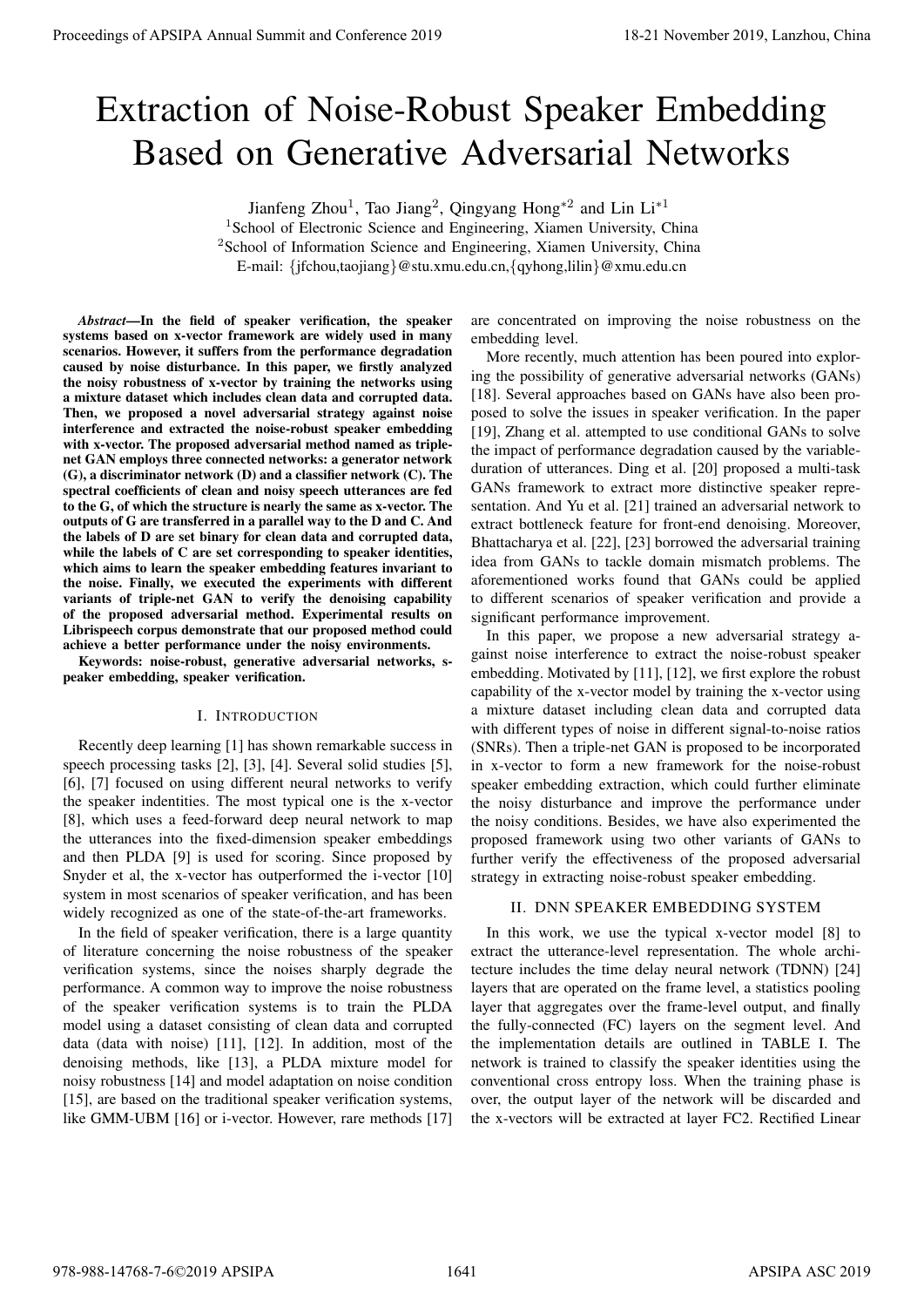# Extraction of Noise-Robust Speaker Embedding Based on Generative Adversarial Networks

Jianfeng Zhou[1], Tao Jiang[2], Qingyang Hong[*2] and Lin Li[*1]

[1]School of Electronic Science and Engineering, Xiamen University, China

[2]School of Information Science and Engineering, Xiamen University, China

E-mail: {jfchou,taojiang}@stu.xmu.edu.cn,{qyhong,lilin}@xmu.edu.cn

***Abstract*—In the field of speaker verification, the speaker systems based on x-vector framework are widely used in many scenarios. However, it suffers from the performance degradation caused by noise disturbance. In this paper, we firstly analyzed the noisy robustness of x-vector by training the networks using a mixture dataset which includes clean data and corrupted data. Then, we proposed a novel adversarial strategy against noise interference and extracted the noise-robust speaker embedding with x-vector. The proposed adversarial method named as triple-net GAN employs three connected networks: a generator network (G), a discriminator network (D) and a classifier network (C). The spectral coefficients of clean and noisy speech utterances are fed to the G, of which the structure is nearly the same as x-vector. The outputs of G are transferred in a parallel way to the D and C. And the labels of D are set binary for clean data and corrupted data, while the labels of C are set corresponding to speaker identities, which aims to learn the speaker embedding features invariant to the noise. Finally, we executed the experiments with different variants of triple-net GAN to verify the denoising capability of the proposed adversarial method. Experimental results on Librispeech corpus demonstrate that our proposed method could achieve a better performance under the noisy environments.**

**Keywords: noise-robust, generative adversarial networks, speaker embedding, speaker verification.**

## I. Introduction

Recently deep learning [1] has shown remarkable success in speech processing tasks [2], [3], [4]. Several solid studies [5], [6], [7] focused on using different neural networks to verify the speaker indentities. The most typical one is the x-vector [8], which uses a feed-forward deep neural network to map the utterances into the fixed-dimension speaker embeddings and then PLDA [9] is used for scoring. Since proposed by Snyder et al, the x-vector has outperformed the i-vector [10] system in most scenarios of speaker verification, and has been widely recognized as one of the state-of-the-art frameworks.

In the field of speaker verification, there is a large quantity of literature concerning the noise robustness of the speaker verification systems, since the noises sharply degrade the performance. A common way to improve the noise robustness of the speaker verification systems is to train the PLDA model using a dataset consisting of clean data and corrupted data (data with noise) [11], [12]. In addition, most of the denoising methods, like [13], a PLDA mixture model for noisy robustness [14] and model adaptation on noise condition [15], are based on the traditional speaker verification systems, like GMM-UBM [16] or i-vector. However, rare methods [17] are concentrated on improving the noise robustness on the embedding level.

More recently, much attention has been poured into exploring the possibility of generative adversarial networks (GANs) [18]. Several approaches based on GANs have also been proposed to solve the issues in speaker verification. In the paper [19], Zhang et al. attempted to use conditional GANs to solve the impact of performance degradation caused by the variable-duration of utterances. Ding et al. [20] proposed a multi-task GANs framework to extract more distinctive speaker representation. And Yu et al. [21] trained an adversarial network to extract bottleneck feature for front-end denoising. Moreover, Bhattacharya et al. [22], [23] borrowed the adversarial training idea from GANs to tackle domain mismatch problems. The aforementioned works found that GANs could be applied to different scenarios of speaker verification and provide a significant performance improvement.

In this paper, we propose a new adversarial strategy against noise interference to extract the noise-robust speaker embedding. Motivated by [11], [12], we first explore the robust capability of the x-vector model by training the x-vector using a mixture dataset including clean data and corrupted data with different types of noise in different signal-to-noise ratios (SNRs). Then a triple-net GAN is proposed to be incorporated in x-vector to form a new framework for the noise-robust speaker embedding extraction, which could further eliminate the noisy disturbance and improve the performance under the noisy conditions. Besides, we have also experimented the proposed framework using two other variants of GANs to further verify the effectiveness of the proposed adversarial strategy in extracting noise-robust speaker embedding.

## II. DNN Speaker Embedding System

In this work, we use the typical x-vector model [8] to extract the utterance-level representation. The whole architecture includes the time delay neural network (TDNN) [24] layers that are operated on the frame level, a statistics pooling layer that aggregates over the frame-level output, and finally the fully-connected (FC) layers on the segment level. And the implementation details are outlined in TABLE I. The network is trained to classify the speaker identities using the conventional cross entropy loss. When the training phase is over, the output layer of the network will be discarded and the x-vectors will be extracted at layer FC2. Rectified Linear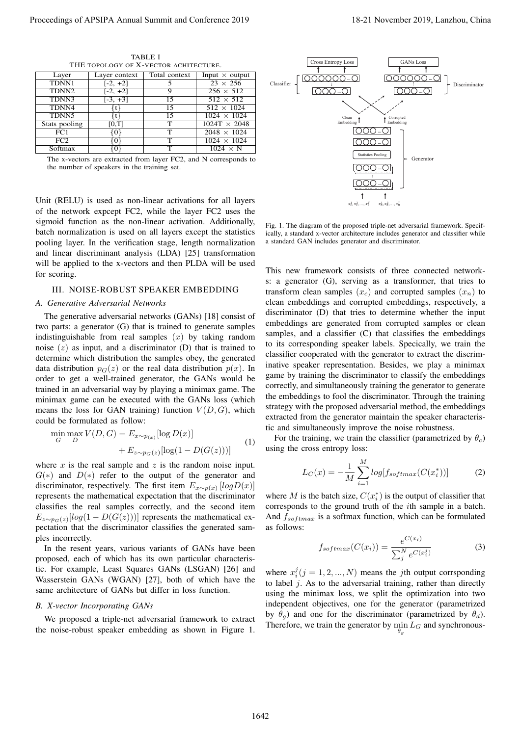TABLE I
THE TOPOLOGY OF X-VECTOR ACHITECTURE.

| Layer | Layer context | Total context | Input × output |
|---|---|---|---|
| TDNN1 | [-2, +2] | 5 | 23 × 256 |
| TDNN2 | [-2, +2] | 9 | 256 × 512 |
| TDNN3 | [-3, +3] | 15 | 512 × 512 |
| TDNN4 | {t} | 15 | 512 × 1024 |
| TDNN5 | {t} | 15 | 1024 × 1024 |
| Stats pooling | [0,T] | T | 1024T × 2048 |
| FC1 | {0} | T | 2048 × 1024 |
| FC2 | {0} | T | 1024 × 1024 |
| Softmax | {0} | T | 1024 × N |

The x-vectors are extracted from layer FC2, and N corresponds to the number of speakers in the training set.

Unit (RELU) is used as non-linear activations for all layers of the network expcept FC2, while the layer FC2 uses the sigmoid function as the non-linear activation. Additionally, batch normalization is used on all layers except the statistics pooling layer. In the verification stage, length normalization and linear discriminant analysis (LDA) [25] transformation will be applied to the x-vectors and then PLDA will be used for scoring.

## III. NOISE-ROBUST SPEAKER EMBEDDING

### A. Generative Adversarial Networks

The generative adversarial networks (GANs) [18] consist of two parts: a generator (G) that is trained to generate samples indistinguishable from real samples $(x)$ by taking random noise $(z)$ as input, and a discriminator (D) that is trained to determine which distribution the samples obey, the generated data distribution $p_G(z)$ or the real data distribution $p(x)$. In order to get a well-trained generator, the GANs would be trained in an adversarial way by playing a minimax game. The minimax game can be executed with the GANs loss (which means the loss for GAN training) function $V(D, G)$, which could be formulated as follow:

$$\min_{G} \max_{D} V(D,G) = E_{x \sim p_{(x)}}[\log D(x)] + E_{z \sim p_G(z)}[\log(1 - D(G(z)))] \tag{1}$$

where $x$ is the real sample and $z$ is the random noise input. $G(*)$ and $D(*)$ refer to the output of the generator and discriminator, respectively. The first item $E_{x \sim p(x)}[logD(x)]$ represents the mathematical expectation that the discriminator classifies the real samples correctly, and the second item $E_{z \sim p_G(z)}[log(1 - D(G(z)))]$ represents the mathematical expectation that the discriminator classifies the generated samples incorrectly.

In the resent years, various variants of GANs have been proposed, each of which has its own particular characteristic. For example, Least Squares GANs (LSGAN) [26] and Wasserstein GANs (WGAN) [27], both of which have the same architecture of GANs but differ in loss function.

### B. X-vector Incorporating GANs

We proposed a triple-net adversarial framework to extract the noise-robust speaker embedding as shown in Figure 1.

Fig. 1. The diagram of the proposed triple-net adversarial framework. Specifically, a standard x-vector architecture includes generator and classifier while a standard GAN includes generator and discriminator.

This new framework consists of three connected networks: a generator (G), serving as a transformer, that tries to transform clean samples $(x_c)$ and corrupted samples $(x_n)$ to clean embeddings and corrupted embeddings, respectively, a discriminator (D) that tries to determine whether the input embeddings are generated from corrupted samples or clean samples, and a classifier (C) that classifies the embeddings to its corresponding speaker labels. Specically, we train the classifier cooperated with the generator to extract the discriminative speaker representation. Besides, we play a minimax game by training the discriminator to classify the embeddings correctly, and simultaneously training the generator to generate the embeddings to fool the discriminator. Through the training strategy with the proposed adversarial method, the embeddings extracted from the generator maintain the speaker characteristic and simultaneously improve the noise robustness.

For the training, we train the classifier (parametrized by $\theta_c$) using the cross entropy loss:

$$L_C(x) = -\frac{1}{M}\sum_{i=1}^{M} log[f_{softmax}(C(x_i^*))] \tag{2}$$

where $M$ is the batch size, $C(x_i^*)$ is the output of classifier that corresponds to the ground truth of the $i$th sample in a batch. And $f_{softmax}$ is a softmax function, which can be formulated as follows:

$$f_{softmax}(C(x_i)) = \frac{e^{C(x_i)}}{\sum_j^N e^{C(x_i^j)}} \tag{3}$$

where $x_i^j (j = 1, 2, ..., N)$ means the $j$th output corrsponding to label $j$. As to the adversarial training, rather than directly using the minimax loss, we split the optimization into two independent objectives, one for the generator (parametrized by $\theta_g$) and one for the discriminator (parametrized by $\theta_d$). Therefore, we train the generator by $\min\limits_{\theta_g} L_G$ and synchronous-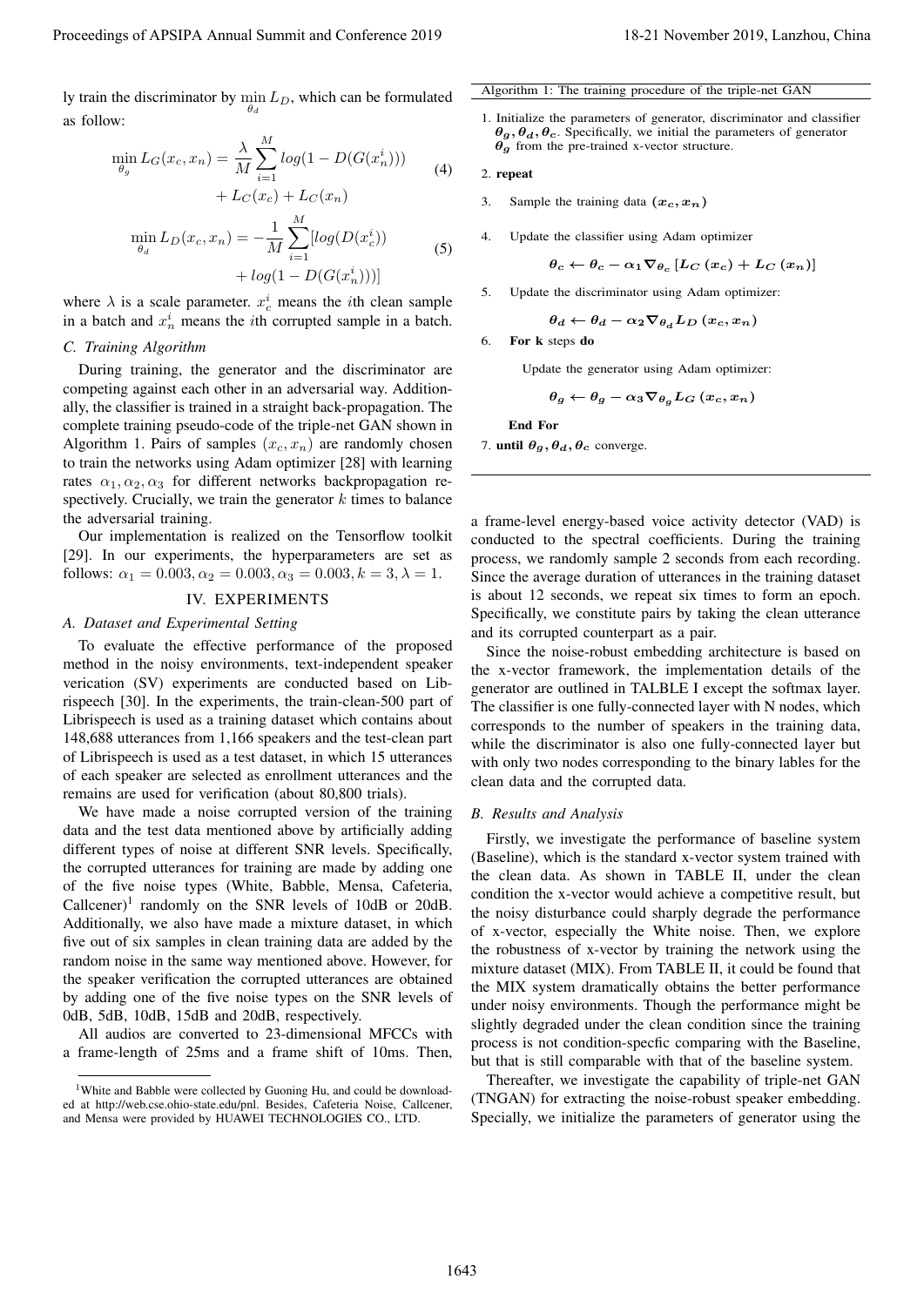ly train the discriminator by $\min_{\theta_d} L_D$, which can be formulated as follow:

$$\min_{\theta_g} L_G(x_c, x_n) = \frac{\lambda}{M}\sum_{i=1}^{M} log(1 - D(G(x_n^i))) + L_C(x_c) + L_C(x_n) \tag{4}$$

$$\min_{\theta_d} L_D(x_c, x_n) = -\frac{1}{M}\sum_{i=1}^{M}[log(D(x_c^i)) + log(1 - D(G(x_n^i)))] \tag{5}$$

where $\lambda$ is a scale parameter. $x_c^i$ means the $i$th clean sample in a batch and $x_n^i$ means the $i$th corrupted sample in a batch.

### C. Training Algorithm

During training, the generator and the discriminator are competing against each other in an adversarial way. Additionally, the classifier is trained in a straight back-propagation. The complete training pseudo-code of the triple-net GAN shown in Algorithm 1. Pairs of samples $(x_c, x_n)$ are randomly chosen to train the networks using Adam optimizer [28] with learning rates $\alpha_1, \alpha_2, \alpha_3$ for different networks backpropagation respectively. Crucially, we train the generator $k$ times to balance the adversarial training.

Our implementation is realized on the Tensorflow toolkit [29]. In our experiments, the hyperparameters are set as follows: $\alpha_1 = 0.003, \alpha_2 = 0.003, \alpha_3 = 0.003, k = 3, \lambda = 1$.

---

Algorithm 1: The training procedure of the triple-net GAN

1. Initialize the parameters of generator, discriminator and classifier $\theta_g, \theta_d, \theta_c$. Specifically, we initial the parameters of generator $\theta_g$ from the pre-trained x-vector structure.
2. **repeat**
3. Sample the training data $(x_c, x_n)$
4. Update the classifier using Adam optimizer

   $$\theta_c \leftarrow \theta_c - \alpha_1 \nabla_{\theta_c} [L_C(x_c) + L_C(x_n)]$$
5. Update the discriminator using Adam optimizer:

   $$\theta_d \leftarrow \theta_d - \alpha_2 \nabla_{\theta_d} L_D(x_c, x_n)$$
6. **For k** steps **do**

   Update the generator using Adam optimizer:

   $$\theta_g \leftarrow \theta_g - \alpha_3 \nabla_{\theta_g} L_G(x_c, x_n)$$

   **End For**
7. **until** $\theta_g, \theta_d, \theta_c$ converge.

---

## IV. EXPERIMENTS

### A. Dataset and Experimental Setting

To evaluate the effective performance of the proposed method in the noisy environments, text-independent speaker verication (SV) experiments are conducted based on Librispeech [30]. In the experiments, the train-clean-500 part of Librispeech is used as a training dataset which contains about 148,688 utterances from 1,166 speakers and the test-clean part of Librispeech is used as a test dataset, in which 15 utterances of each speaker are selected as enrollment utterances and the remains are used for verification (about 80,800 trials).

We have made a noise corrupted version of the training data and the test data mentioned above by artificially adding different types of noise at different SNR levels. Specifically, the corrupted utterances for training are made by adding one of the five noise types (White, Babble, Mensa, Cafeteria, Callcener)[1] randomly on the SNR levels of 10dB or 20dB. Additionally, we also have made a mixture dataset, in which five out of six samples in clean training data are added by the random noise in the same way mentioned above. However, for the speaker verification the corrupted utterances are obtained by adding one of the five noise types on the SNR levels of 0dB, 5dB, 10dB, 15dB and 20dB, respectively.

All audios are converted to 23-dimensional MFCCs with a frame-length of 25ms and a frame shift of 10ms. Then, a frame-level energy-based voice activity detector (VAD) is conducted to the spectral coefficients. During the training process, we randomly sample 2 seconds from each recording. Since the average duration of utterances in the training dataset is about 12 seconds, we repeat six times to form an epoch. Specifically, we constitute pairs by taking the clean utterance and its corrupted counterpart as a pair.

Since the noise-robust embedding architecture is based on the x-vector framework, the implementation details of the generator are outlined in TALBLE I except the softmax layer. The classifier is one fully-connected layer with N nodes, which corresponds to the number of speakers in the training data, while the discriminator is also one fully-connected layer but with only two nodes corresponding to the binary lables for the clean data and the corrupted data.

### B. Results and Analysis

Firstly, we investigate the performance of baseline system (Baseline), which is the standard x-vector system trained with the clean data. As shown in TABLE II, under the clean condition the x-vector would achieve a competitive result, but the noisy disturbance could sharply degrade the performance of x-vector, especially the White noise. Then, we explore the robustness of x-vector by training the network using the mixture dataset (MIX). From TABLE II, it could be found that the MIX system dramatically obtains the better performance under noisy environments. Though the performance might be slightly degraded under the clean condition since the training process is not condition-specfic comparing with the Baseline, but that is still comparable with that of the baseline system.

Thereafter, we investigate the capability of triple-net GAN (TNGAN) for extracting the noise-robust speaker embedding. Specially, we initialize the parameters of generator using the

[1] White and Babble were collected by Guoning Hu, and could be downloaded at http://web.cse.ohio-state.edu/pnl. Besides, Cafeteria Noise, Callcener, and Mensa were provided by HUAWEI TECHNOLOGIES CO., LTD.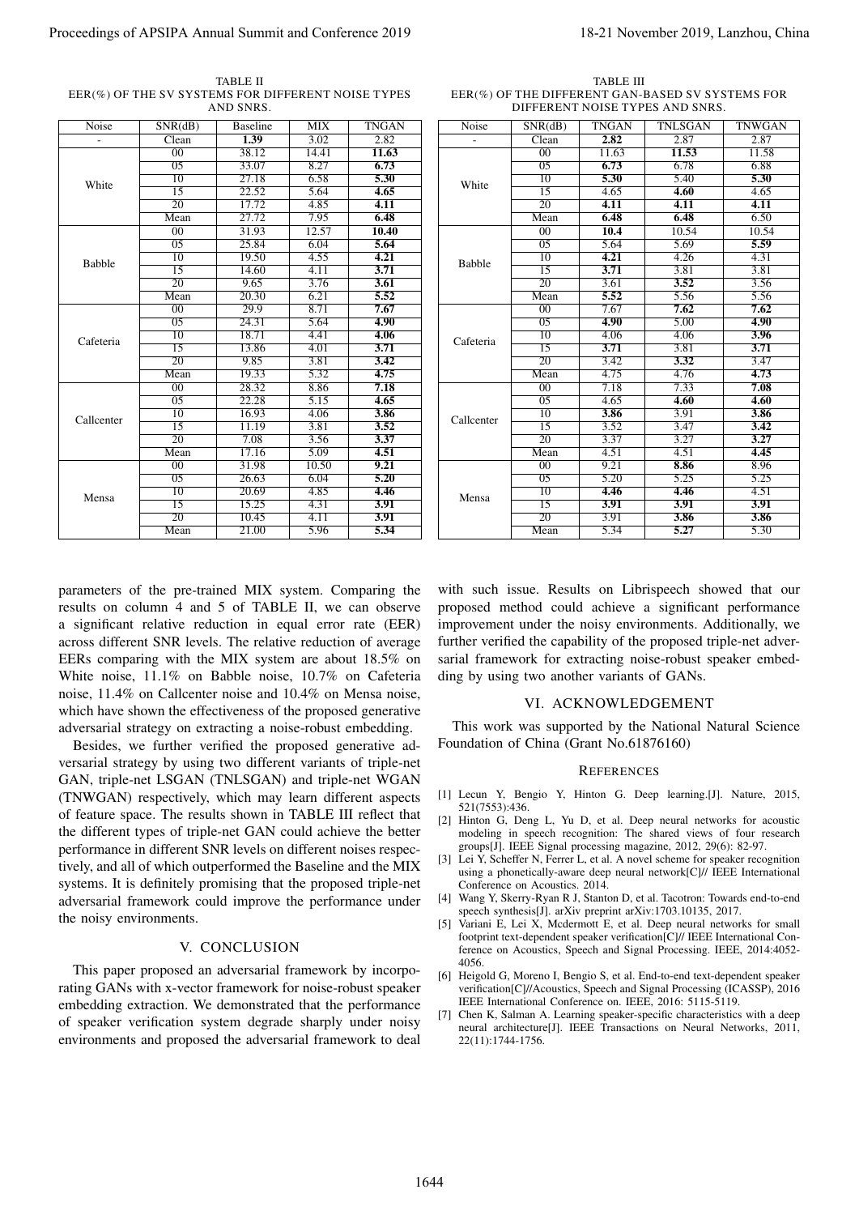TABLE II
EER(%) OF THE SV SYSTEMS FOR DIFFERENT NOISE TYPES AND SNRS.

| Noise | SNR(dB) | Baseline | MIX | TNGAN |
|---|---|---|---|---|
| - | Clean | **1.39** | 3.02 | 2.82 |
| White | 00 | 38.12 | 14.41 | **11.63** |
| | 05 | 33.07 | 8.27 | **6.73** |
| | 10 | 27.18 | 6.58 | **5.30** |
| | 15 | 22.52 | 5.64 | **4.65** |
| | 20 | 17.72 | 4.85 | **4.11** |
| | Mean | 27.72 | 7.95 | **6.48** |
| Babble | 00 | 31.93 | 12.57 | **10.40** |
| | 05 | 25.84 | 6.04 | **5.64** |
| | 10 | 19.50 | 4.55 | **4.21** |
| | 15 | 14.60 | 4.11 | **3.71** |
| | 20 | 9.65 | 3.76 | **3.61** |
| | Mean | 20.30 | 6.21 | **5.52** |
| Cafeteria | 00 | 29.9 | 8.71 | **7.67** |
| | 05 | 24.31 | 5.64 | **4.90** |
| | 10 | 18.71 | 4.41 | **4.06** |
| | 15 | 13.86 | 4.01 | **3.71** |
| | 20 | 9.85 | 3.81 | **3.42** |
| | Mean | 19.33 | 5.32 | **4.75** |
| Callcenter | 00 | 28.32 | 8.86 | **7.18** |
| | 05 | 22.28 | 5.15 | **4.65** |
| | 10 | 16.93 | 4.06 | **3.86** |
| | 15 | 11.19 | 3.81 | **3.52** |
| | 20 | 7.08 | 3.56 | **3.37** |
| | Mean | 17.16 | 5.09 | **4.51** |
| Mensa | 00 | 31.98 | 10.50 | **9.21** |
| | 05 | 26.63 | 6.04 | **5.20** |
| | 10 | 20.69 | 4.85 | **4.46** |
| | 15 | 15.25 | 4.31 | **3.91** |
| | 20 | 10.45 | 4.11 | **3.91** |
| | Mean | 21.00 | 5.96 | **5.34** |

TABLE III
EER(%) OF THE DIFFERENT GAN-BASED SV SYSTEMS FOR DIFFERENT NOISE TYPES AND SNRS.

| Noise | SNR(dB) | TNGAN | TNLSGAN | TNWGAN |
|---|---|---|---|---|
| - | Clean | **2.82** | 2.87 | 2.87 |
| White | 00 | 11.63 | **11.53** | 11.58 |
| | 05 | **6.73** | 6.78 | 6.88 |
| | 10 | **5.30** | 5.40 | **5.30** |
| | 15 | 4.65 | **4.60** | 4.65 |
| | 20 | **4.11** | **4.11** | **4.11** |
| | Mean | **6.48** | **6.48** | 6.50 |
| Babble | 00 | **10.4** | 10.54 | 10.54 |
| | 05 | 5.64 | 5.69 | **5.59** |
| | 10 | **4.21** | 4.26 | 4.31 |
| | 15 | **3.71** | 3.81 | 3.81 |
| | 20 | 3.61 | **3.52** | 3.56 |
| | Mean | **5.52** | 5.56 | 5.56 |
| Cafeteria | 00 | 7.67 | **7.62** | **7.62** |
| | 05 | **4.90** | 5.00 | **4.90** |
| | 10 | 4.06 | 4.06 | **3.96** |
| | 15 | **3.71** | 3.81 | **3.71** |
| | 20 | 3.42 | **3.32** | 3.47 |
| | Mean | 4.75 | 4.76 | **4.73** |
| Callcenter | 00 | 7.18 | 7.33 | **7.08** |
| | 05 | 4.65 | **4.60** | **4.60** |
| | 10 | **3.86** | 3.91 | **3.86** |
| | 15 | 3.52 | 3.47 | **3.42** |
| | 20 | 3.37 | **3.27** | **3.27** |
| | Mean | 4.51 | 4.51 | **4.45** |
| Mensa | 00 | 9.21 | **8.86** | 8.96 |
| | 05 | **5.20** | 5.25 | 5.25 |
| | 10 | **4.46** | **4.46** | 4.51 |
| | 15 | **3.91** | **3.91** | **3.91** |
| | 20 | 3.91 | **3.86** | **3.86** |
| | Mean | 5.34 | **5.27** | 5.30 |

parameters of the pre-trained MIX system. Comparing the results on column 4 and 5 of TABLE II, we can observe a significant relative reduction in equal error rate (EER) across different SNR levels. The relative reduction of average EERs comparing with the MIX system are about 18.5% on White noise, 11.1% on Babble noise, 10.7% on Cafeteria noise, 11.4% on Callcenter noise and 10.4% on Mensa noise, which have shown the effectiveness of the proposed generative adversarial strategy on extracting a noise-robust embedding.

Besides, we further verified the proposed generative adversarial strategy by using two different variants of triple-net GAN, triple-net LSGAN (TNLSGAN) and triple-net WGAN (TNWGAN) respectively, which may learn different aspects of feature space. The results shown in TABLE III reflect that the different types of triple-net GAN could achieve the better performance in different SNR levels on different noises respectively, and all of which outperformed the Baseline and the MIX systems. It is definitely promising that the proposed triple-net adversarial framework could improve the performance under the noisy environments.

## V. CONCLUSION

This paper proposed an adversarial framework by incorporating GANs with x-vector framework for noise-robust speaker embedding extraction. We demonstrated that the performance of speaker verification system degrade sharply under noisy environments and proposed the adversarial framework to deal with such issue. Results on Librispeech showed that our proposed method could achieve a significant performance improvement under the noisy environments. Additionally, we further verified the capability of the proposed triple-net adversarial framework for extracting noise-robust speaker embedding by using two another variants of GANs.

## VI. ACKNOWLEDGEMENT

This work was supported by the National Natural Science Foundation of China (Grant No.61876160)

## REFERENCES

[1] Lecun Y, Bengio Y, Hinton G. Deep learning.[J]. Nature, 2015, 521(7553):436.

[2] Hinton G, Deng L, Yu D, et al. Deep neural networks for acoustic modeling in speech recognition: The shared views of four research groups[J]. IEEE Signal processing magazine, 2012, 29(6): 82-97.

[3] Lei Y, Scheffer N, Ferrer L, et al. A novel scheme for speaker recognition using a phonetically-aware deep neural network[C]// IEEE International Conference on Acoustics. 2014.

[4] Wang Y, Skerry-Ryan R J, Stanton D, et al. Tacotron: Towards end-to-end speech synthesis[J]. arXiv preprint arXiv:1703.10135, 2017.

[5] Variani E, Lei X, Mcdermott E, et al. Deep neural networks for small footprint text-dependent speaker verification[C]// IEEE International Conference on Acoustics, Speech and Signal Processing. IEEE, 2014:4052-4056.

[6] Heigold G, Moreno I, Bengio S, et al. End-to-end text-dependent speaker verification[C]//Acoustics, Speech and Signal Processing (ICASSP), 2016 IEEE International Conference on. IEEE, 2016: 5115-5119.

[7] Chen K, Salman A. Learning speaker-specific characteristics with a deep neural architecture[J]. IEEE Transactions on Neural Networks, 2011, 22(11):1744-1756.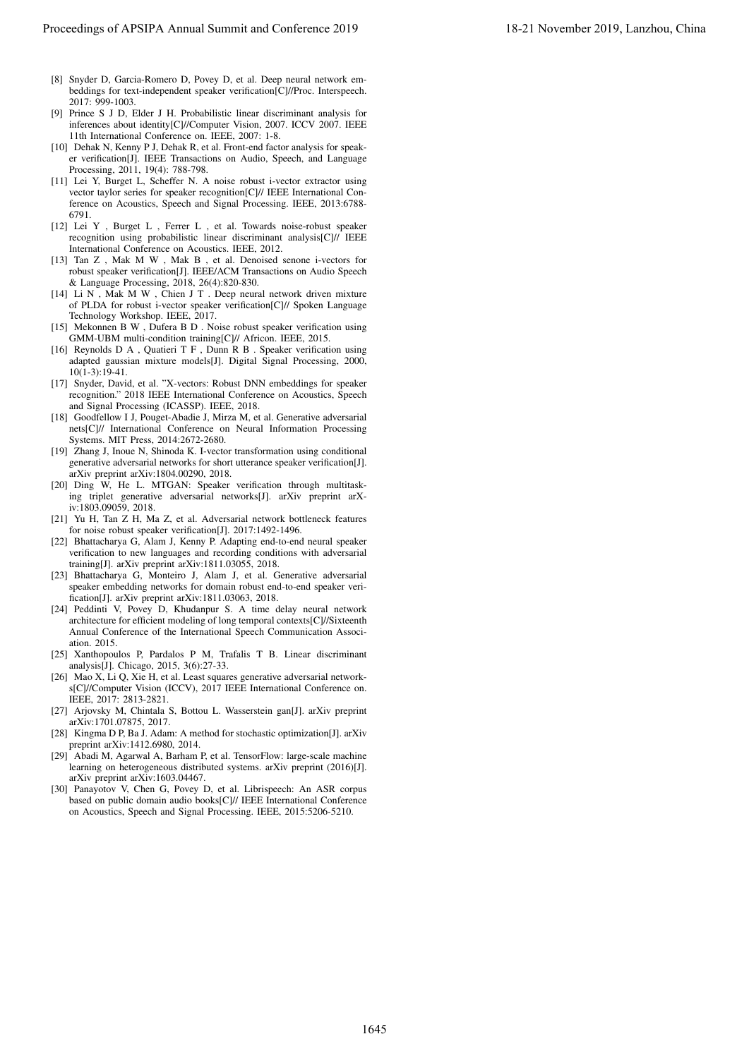[8] Snyder D, Garcia-Romero D, Povey D, et al. Deep neural network embeddings for text-independent speaker verification[C]//Proc. Interspeech. 2017: 999-1003.

[9] Prince S J D, Elder J H. Probabilistic linear discriminant analysis for inferences about identity[C]//Computer Vision, 2007. ICCV 2007. IEEE 11th International Conference on. IEEE, 2007: 1-8.

[10] Dehak N, Kenny P J, Dehak R, et al. Front-end factor analysis for speaker verification[J]. IEEE Transactions on Audio, Speech, and Language Processing, 2011, 19(4): 788-798.

[11] Lei Y, Burget L, Scheffer N. A noise robust i-vector extractor using vector taylor series for speaker recognition[C]// IEEE International Conference on Acoustics, Speech and Signal Processing. IEEE, 2013:6788-6791.

[12] Lei Y , Burget L , Ferrer L , et al. Towards noise-robust speaker recognition using probabilistic linear discriminant analysis[C]// IEEE International Conference on Acoustics. IEEE, 2012.

[13] Tan Z , Mak M W , Mak B , et al. Denoised senone i-vectors for robust speaker verification[J]. IEEE/ACM Transactions on Audio Speech & Language Processing, 2018, 26(4):820-830.

[14] Li N , Mak M W , Chien J T . Deep neural network driven mixture of PLDA for robust i-vector speaker verification[C]// Spoken Language Technology Workshop. IEEE, 2017.

[15] Mekonnen B W , Dufera B D . Noise robust speaker verification using GMM-UBM multi-condition training[C]// Africon. IEEE, 2015.

[16] Reynolds D A , Quatieri T F , Dunn R B . Speaker verification using adapted gaussian mixture models[J]. Digital Signal Processing, 2000, 10(1-3):19-41.

[17] Snyder, David, et al. "X-vectors: Robust DNN embeddings for speaker recognition." 2018 IEEE International Conference on Acoustics, Speech and Signal Processing (ICASSP). IEEE, 2018.

[18] Goodfellow I J, Pouget-Abadie J, Mirza M, et al. Generative adversarial nets[C]// International Conference on Neural Information Processing Systems. MIT Press, 2014:2672-2680.

[19] Zhang J, Inoue N, Shinoda K. I-vector transformation using conditional generative adversarial networks for short utterance speaker verification[J]. arXiv preprint arXiv:1804.00290, 2018.

[20] Ding W, He L. MTGAN: Speaker verification through multitasking triplet generative adversarial networks[J]. arXiv preprint arXiv:1803.09059, 2018.

[21] Yu H, Tan Z H, Ma Z, et al. Adversarial network bottleneck features for noise robust speaker verification[J]. 2017:1492-1496.

[22] Bhattacharya G, Alam J, Kenny P. Adapting end-to-end neural speaker verification to new languages and recording conditions with adversarial training[J]. arXiv preprint arXiv:1811.03055, 2018.

[23] Bhattacharya G, Monteiro J, Alam J, et al. Generative adversarial speaker embedding networks for domain robust end-to-end speaker verification[J]. arXiv preprint arXiv:1811.03063, 2018.

[24] Peddinti V, Povey D, Khudanpur S. A time delay neural network architecture for efficient modeling of long temporal contexts[C]//Sixteenth Annual Conference of the International Speech Communication Association. 2015.

[25] Xanthopoulos P, Pardalos P M, Trafalis T B. Linear discriminant analysis[J]. Chicago, 2015, 3(6):27-33.

[26] Mao X, Li Q, Xie H, et al. Least squares generative adversarial networks[C]//Computer Vision (ICCV), 2017 IEEE International Conference on. IEEE, 2017: 2813-2821.

[27] Arjovsky M, Chintala S, Bottou L. Wasserstein gan[J]. arXiv preprint arXiv:1701.07875, 2017.

[28] Kingma D P, Ba J. Adam: A method for stochastic optimization[J]. arXiv preprint arXiv:1412.6980, 2014.

[29] Abadi M, Agarwal A, Barham P, et al. TensorFlow: large-scale machine learning on heterogeneous distributed systems. arXiv preprint (2016)[J]. arXiv preprint arXiv:1603.04467.

[30] Panayotov V, Chen G, Povey D, et al. Librispeech: An ASR corpus based on public domain audio books[C]// IEEE International Conference on Acoustics, Speech and Signal Processing. IEEE, 2015:5206-5210.